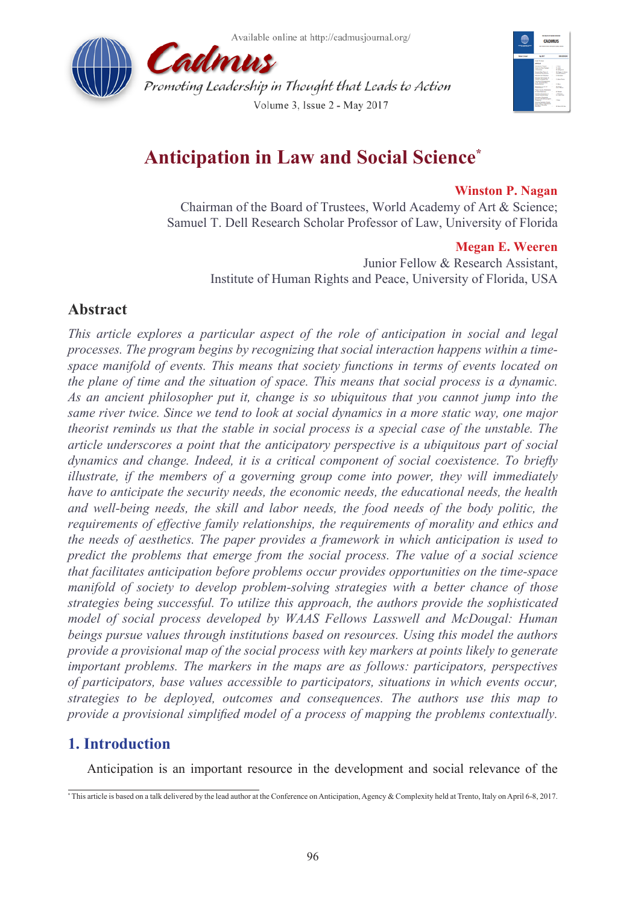# Anticipation in Law and Social Science[*]

**Winston P. Nagan**
Chairman of the Board of Trustees, World Academy of Art & Science;
Samuel T. Dell Research Scholar Professor of Law, University of Florida

**Megan E. Weeren**
Junior Fellow & Research Assistant,
Institute of Human Rights and Peace, University of Florida, USA

## Abstract

*This article explores a particular aspect of the role of anticipation in social and legal processes. The program begins by recognizing that social interaction happens within a time-space manifold of events. This means that society functions in terms of events located on the plane of time and the situation of space. This means that social process is a dynamic. As an ancient philosopher put it, change is so ubiquitous that you cannot jump into the same river twice. Since we tend to look at social dynamics in a more static way, one major theorist reminds us that the stable in social process is a special case of the unstable. The article underscores a point that the anticipatory perspective is a ubiquitous part of social dynamics and change. Indeed, it is a critical component of social coexistence. To briefly illustrate, if the members of a governing group come into power, they will immediately have to anticipate the security needs, the economic needs, the educational needs, the health and well-being needs, the skill and labor needs, the food needs of the body politic, the requirements of effective family relationships, the requirements of morality and ethics and the needs of aesthetics. The paper provides a framework in which anticipation is used to predict the problems that emerge from the social process. The value of a social science that facilitates anticipation before problems occur provides opportunities on the time-space manifold of society to develop problem-solving strategies with a better chance of those strategies being successful. To utilize this approach, the authors provide the sophisticated model of social process developed by WAAS Fellows Lasswell and McDougal: Human beings pursue values through institutions based on resources. Using this model the authors provide a provisional map of the social process with key markers at points likely to generate important problems. The markers in the maps are as follows: participators, perspectives of participators, base values accessible to participators, situations in which events occur, strategies to be deployed, outcomes and consequences. The authors use this map to provide a provisional simplified model of a process of mapping the problems contextually.*

## 1. Introduction

Anticipation is an important resource in the development and social relevance of the

---

[*] This article is based on a talk delivered by the lead author at the Conference on Anticipation, Agency & Complexity held at Trento, Italy on April 6-8, 2017.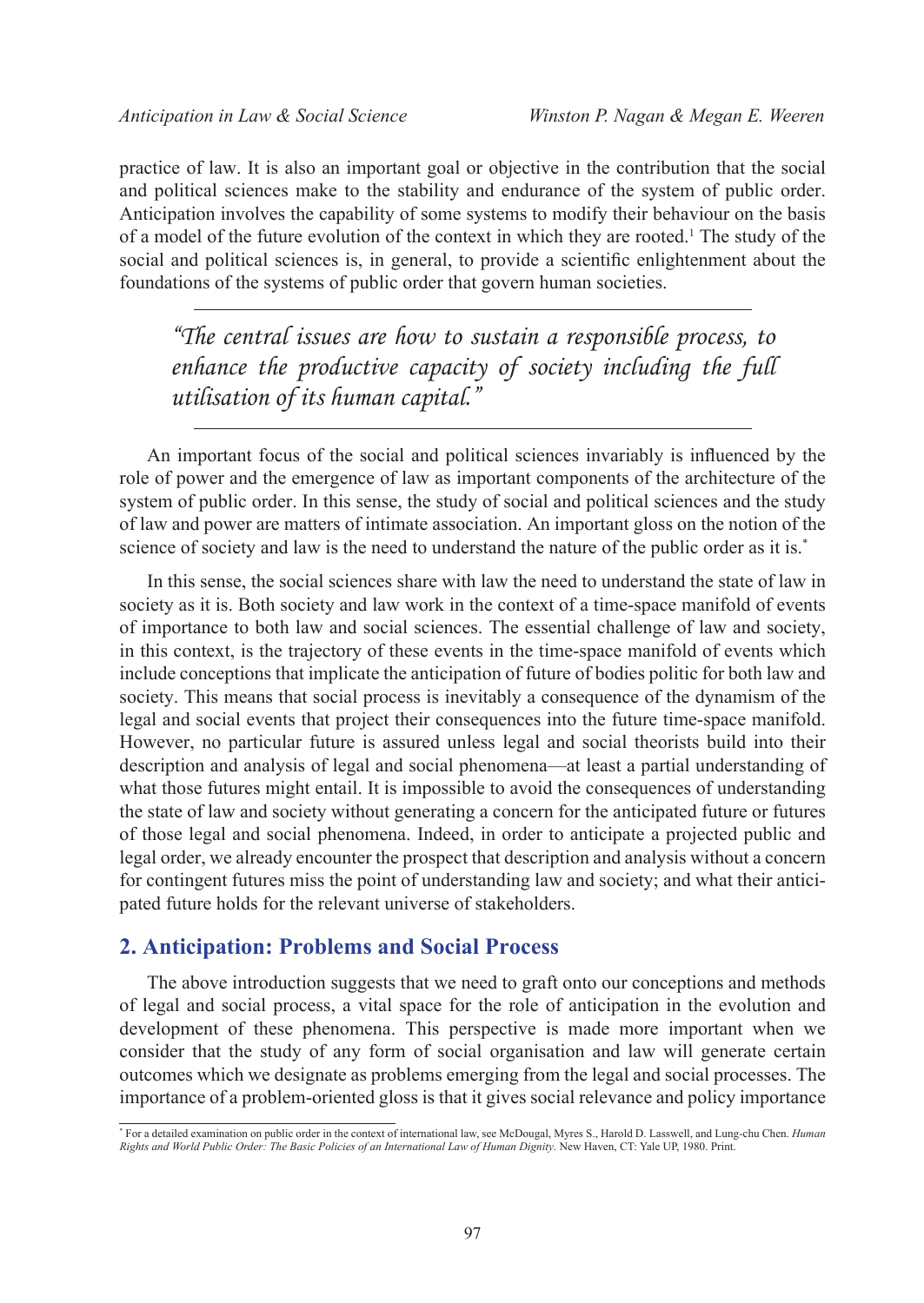practice of law. It is also an important goal or objective in the contribution that the social and political sciences make to the stability and endurance of the system of public order. Anticipation involves the capability of some systems to modify their behaviour on the basis of a model of the future evolution of the context in which they are rooted.[1] The study of the social and political sciences is, in general, to provide a scientific enlightenment about the foundations of the systems of public order that govern human societies.

> *"The central issues are how to sustain a responsible process, to enhance the productive capacity of society including the full utilisation of its human capital."*

An important focus of the social and political sciences invariably is influenced by the role of power and the emergence of law as important components of the architecture of the system of public order. In this sense, the study of social and political sciences and the study of law and power are matters of intimate association. An important gloss on the notion of the science of society and law is the need to understand the nature of the public order as it is.[*]

In this sense, the social sciences share with law the need to understand the state of law in society as it is. Both society and law work in the context of a time-space manifold of events of importance to both law and social sciences. The essential challenge of law and society, in this context, is the trajectory of these events in the time-space manifold of events which include conceptions that implicate the anticipation of future of bodies politic for both law and society. This means that social process is inevitably a consequence of the dynamism of the legal and social events that project their consequences into the future time-space manifold. However, no particular future is assured unless legal and social theorists build into their description and analysis of legal and social phenomena—at least a partial understanding of what those futures might entail. It is impossible to avoid the consequences of understanding the state of law and society without generating a concern for the anticipated future or futures of those legal and social phenomena. Indeed, in order to anticipate a projected public and legal order, we already encounter the prospect that description and analysis without a concern for contingent futures miss the point of understanding law and society; and what their anticipated future holds for the relevant universe of stakeholders.

## 2. Anticipation: Problems and Social Process

The above introduction suggests that we need to graft onto our conceptions and methods of legal and social process, a vital space for the role of anticipation in the evolution and development of these phenomena. This perspective is made more important when we consider that the study of any form of social organisation and law will generate certain outcomes which we designate as problems emerging from the legal and social processes. The importance of a problem-oriented gloss is that it gives social relevance and policy importance

---

[*] For a detailed examination on public order in the context of international law, see McDougal, Myres S., Harold D. Lasswell, and Lung-chu Chen. *Human Rights and World Public Order: The Basic Policies of an International Law of Human Dignity*. New Haven, CT: Yale UP, 1980. Print.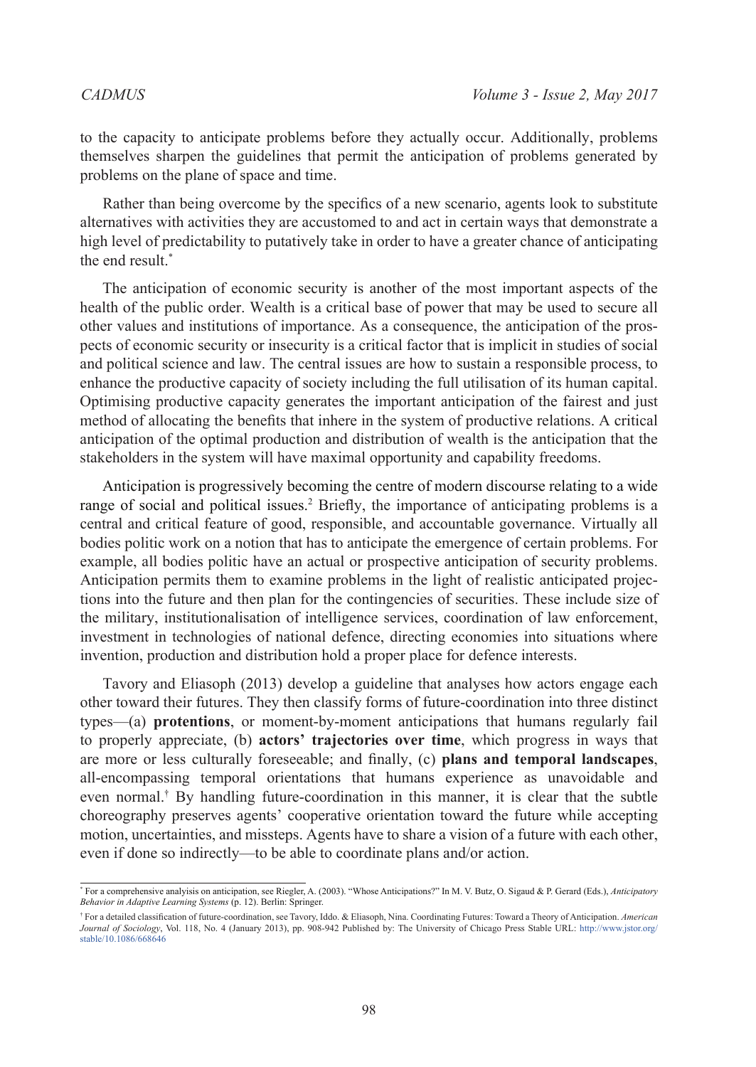to the capacity to anticipate problems before they actually occur. Additionally, problems themselves sharpen the guidelines that permit the anticipation of problems generated by problems on the plane of space and time.

Rather than being overcome by the specifics of a new scenario, agents look to substitute alternatives with activities they are accustomed to and act in certain ways that demonstrate a high level of predictability to putatively take in order to have a greater chance of anticipating the end result.*

The anticipation of economic security is another of the most important aspects of the health of the public order. Wealth is a critical base of power that may be used to secure all other values and institutions of importance. As a consequence, the anticipation of the prospects of economic security or insecurity is a critical factor that is implicit in studies of social and political science and law. The central issues are how to sustain a responsible process, to enhance the productive capacity of society including the full utilisation of its human capital. Optimising productive capacity generates the important anticipation of the fairest and just method of allocating the benefits that inhere in the system of productive relations. A critical anticipation of the optimal production and distribution of wealth is the anticipation that the stakeholders in the system will have maximal opportunity and capability freedoms.

Anticipation is progressively becoming the centre of modern discourse relating to a wide range of social and political issues.[2] Briefly, the importance of anticipating problems is a central and critical feature of good, responsible, and accountable governance. Virtually all bodies politic work on a notion that has to anticipate the emergence of certain problems. For example, all bodies politic have an actual or prospective anticipation of security problems. Anticipation permits them to examine problems in the light of realistic anticipated projections into the future and then plan for the contingencies of securities. These include size of the military, institutionalisation of intelligence services, coordination of law enforcement, investment in technologies of national defence, directing economies into situations where invention, production and distribution hold a proper place for defence interests.

Tavory and Eliasoph (2013) develop a guideline that analyses how actors engage each other toward their futures. They then classify forms of future-coordination into three distinct types—(a) **protentions**, or moment-by-moment anticipations that humans regularly fail to properly appreciate, (b) **actors' trajectories over time**, which progress in ways that are more or less culturally foreseeable; and finally, (c) **plans and temporal landscapes**, all-encompassing temporal orientations that humans experience as unavoidable and even normal.† By handling future-coordination in this manner, it is clear that the subtle choreography preserves agents' cooperative orientation toward the future while accepting motion, uncertainties, and missteps. Agents have to share a vision of a future with each other, even if done so indirectly—to be able to coordinate plans and/or action.

---

* For a comprehensive analyisis on anticipation, see Riegler, A. (2003). "Whose Anticipations?" In M. V. Butz, O. Sigaud & P. Gerard (Eds.), *Anticipatory Behavior in Adaptive Learning Systems* (p. 12). Berlin: Springer.

† For a detailed classification of future-coordination, see Tavory, Iddo. & Eliasoph, Nina. Coordinating Futures: Toward a Theory of Anticipation. *American Journal of Sociology*, Vol. 118, No. 4 (January 2013), pp. 908-942 Published by: The University of Chicago Press Stable URL: http://www.jstor.org/stable/10.1086/668646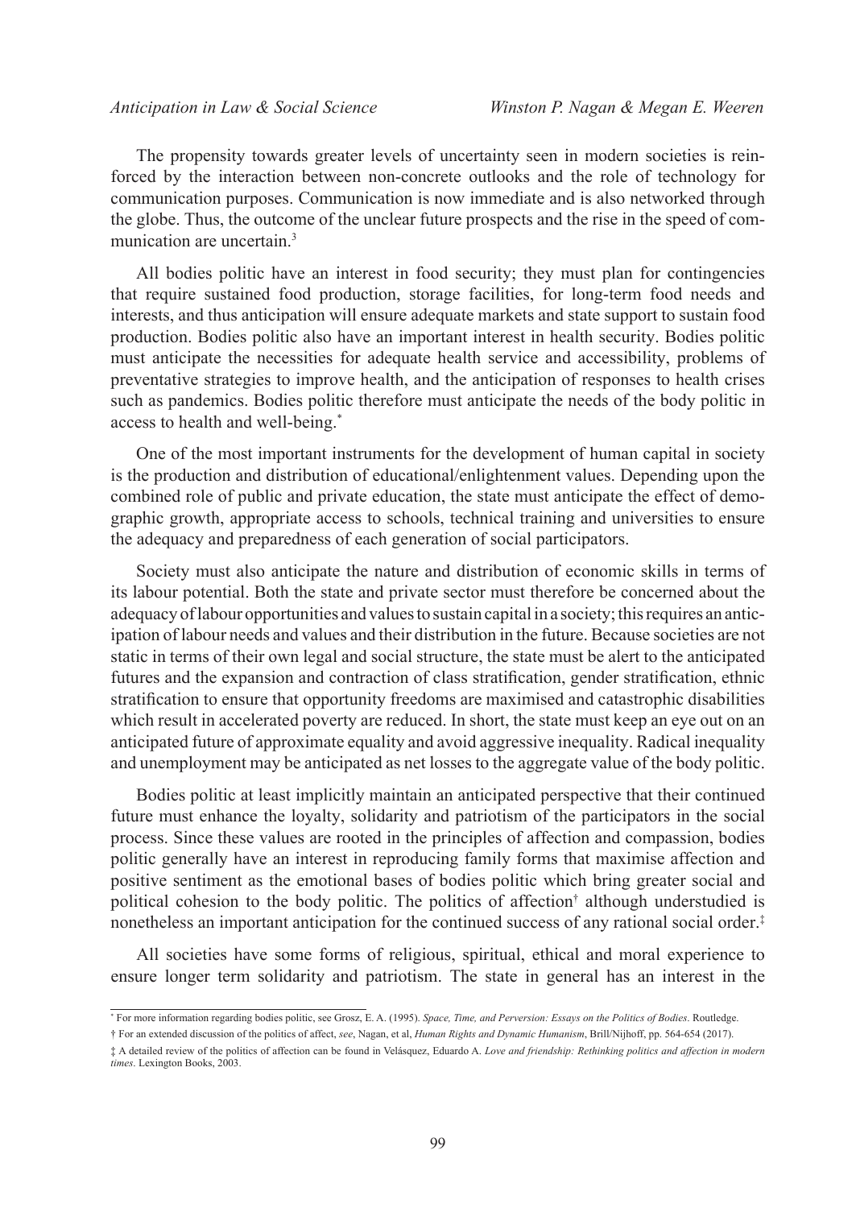The propensity towards greater levels of uncertainty seen in modern societies is reinforced by the interaction between non-concrete outlooks and the role of technology for communication purposes. Communication is now immediate and is also networked through the globe. Thus, the outcome of the unclear future prospects and the rise in the speed of communication are uncertain.[3]

All bodies politic have an interest in food security; they must plan for contingencies that require sustained food production, storage facilities, for long-term food needs and interests, and thus anticipation will ensure adequate markets and state support to sustain food production. Bodies politic also have an important interest in health security. Bodies politic must anticipate the necessities for adequate health service and accessibility, problems of preventative strategies to improve health, and the anticipation of responses to health crises such as pandemics. Bodies politic therefore must anticipate the needs of the body politic in access to health and well-being.[*]

One of the most important instruments for the development of human capital in society is the production and distribution of educational/enlightenment values. Depending upon the combined role of public and private education, the state must anticipate the effect of demographic growth, appropriate access to schools, technical training and universities to ensure the adequacy and preparedness of each generation of social participators.

Society must also anticipate the nature and distribution of economic skills in terms of its labour potential. Both the state and private sector must therefore be concerned about the adequacy of labour opportunities and values to sustain capital in a society; this requires an anticipation of labour needs and values and their distribution in the future. Because societies are not static in terms of their own legal and social structure, the state must be alert to the anticipated futures and the expansion and contraction of class stratification, gender stratification, ethnic stratification to ensure that opportunity freedoms are maximised and catastrophic disabilities which result in accelerated poverty are reduced. In short, the state must keep an eye out on an anticipated future of approximate equality and avoid aggressive inequality. Radical inequality and unemployment may be anticipated as net losses to the aggregate value of the body politic.

Bodies politic at least implicitly maintain an anticipated perspective that their continued future must enhance the loyalty, solidarity and patriotism of the participators in the social process. Since these values are rooted in the principles of affection and compassion, bodies politic generally have an interest in reproducing family forms that maximise affection and positive sentiment as the emotional bases of bodies politic which bring greater social and political cohesion to the body politic. The politics of affection[†] although understudied is nonetheless an important anticipation for the continued success of any rational social order.[‡]

All societies have some forms of religious, spiritual, ethical and moral experience to ensure longer term solidarity and patriotism. The state in general has an interest in the

---

[*] For more information regarding bodies politic, see Grosz, E. A. (1995). *Space, Time, and Perversion: Essays on the Politics of Bodies*. Routledge.

[†] For an extended discussion of the politics of affect, *see*, Nagan, et al, *Human Rights and Dynamic Humanism*, Brill/Nijhoff, pp. 564-654 (2017).

[‡] A detailed review of the politics of affection can be found in Velásquez, Eduardo A. *Love and friendship: Rethinking politics and affection in modern times*. Lexington Books, 2003.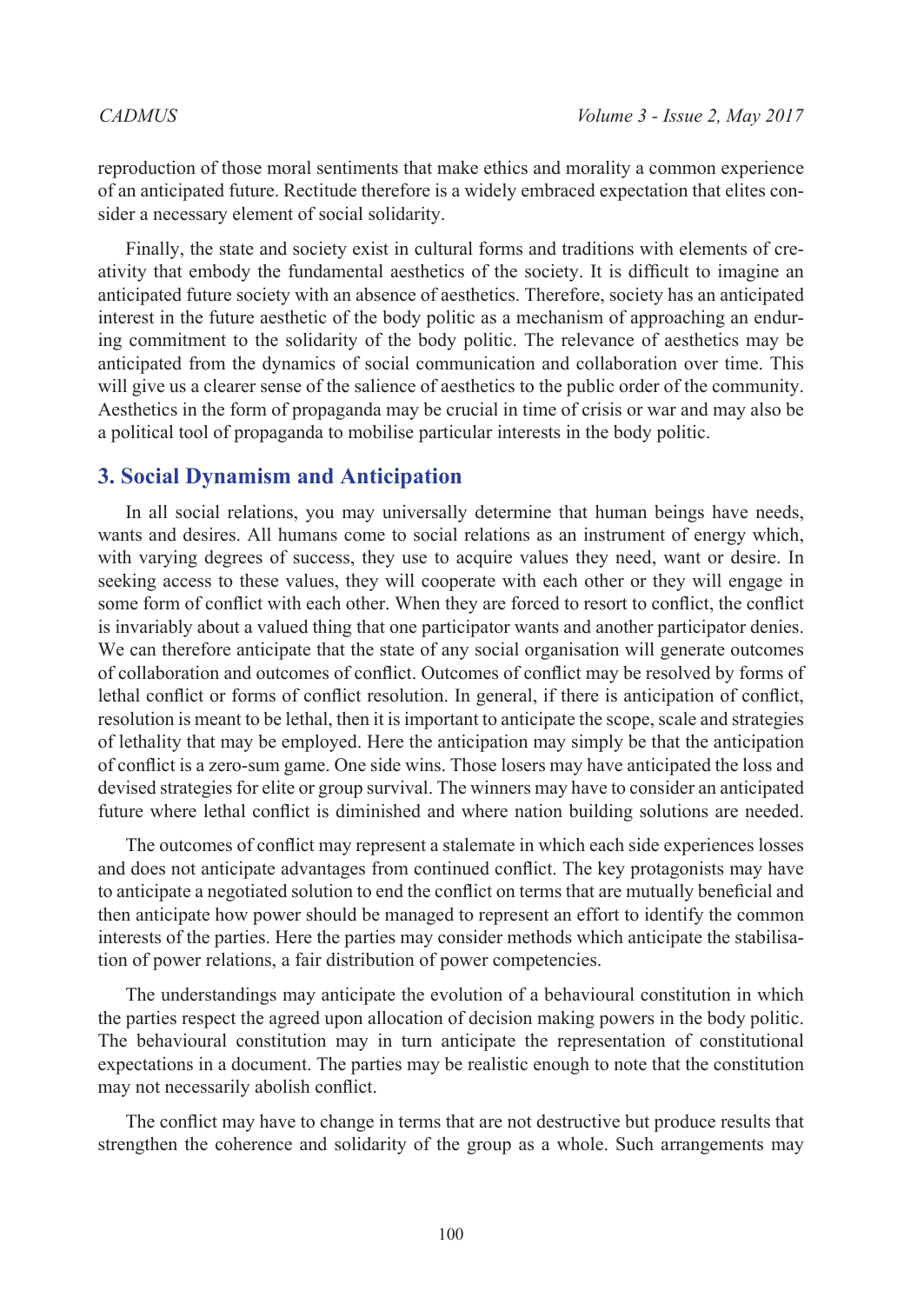reproduction of those moral sentiments that make ethics and morality a common experience of an anticipated future. Rectitude therefore is a widely embraced expectation that elites consider a necessary element of social solidarity.

Finally, the state and society exist in cultural forms and traditions with elements of creativity that embody the fundamental aesthetics of the society. It is difficult to imagine an anticipated future society with an absence of aesthetics. Therefore, society has an anticipated interest in the future aesthetic of the body politic as a mechanism of approaching an enduring commitment to the solidarity of the body politic. The relevance of aesthetics may be anticipated from the dynamics of social communication and collaboration over time. This will give us a clearer sense of the salience of aesthetics to the public order of the community. Aesthetics in the form of propaganda may be crucial in time of crisis or war and may also be a political tool of propaganda to mobilise particular interests in the body politic.

## 3. Social Dynamism and Anticipation

In all social relations, you may universally determine that human beings have needs, wants and desires. All humans come to social relations as an instrument of energy which, with varying degrees of success, they use to acquire values they need, want or desire. In seeking access to these values, they will cooperate with each other or they will engage in some form of conflict with each other. When they are forced to resort to conflict, the conflict is invariably about a valued thing that one participator wants and another participator denies. We can therefore anticipate that the state of any social organisation will generate outcomes of collaboration and outcomes of conflict. Outcomes of conflict may be resolved by forms of lethal conflict or forms of conflict resolution. In general, if there is anticipation of conflict, resolution is meant to be lethal, then it is important to anticipate the scope, scale and strategies of lethality that may be employed. Here the anticipation may simply be that the anticipation of conflict is a zero-sum game. One side wins. Those losers may have anticipated the loss and devised strategies for elite or group survival. The winners may have to consider an anticipated future where lethal conflict is diminished and where nation building solutions are needed.

The outcomes of conflict may represent a stalemate in which each side experiences losses and does not anticipate advantages from continued conflict. The key protagonists may have to anticipate a negotiated solution to end the conflict on terms that are mutually beneficial and then anticipate how power should be managed to represent an effort to identify the common interests of the parties. Here the parties may consider methods which anticipate the stabilisation of power relations, a fair distribution of power competencies.

The understandings may anticipate the evolution of a behavioural constitution in which the parties respect the agreed upon allocation of decision making powers in the body politic. The behavioural constitution may in turn anticipate the representation of constitutional expectations in a document. The parties may be realistic enough to note that the constitution may not necessarily abolish conflict.

The conflict may have to change in terms that are not destructive but produce results that strengthen the coherence and solidarity of the group as a whole. Such arrangements may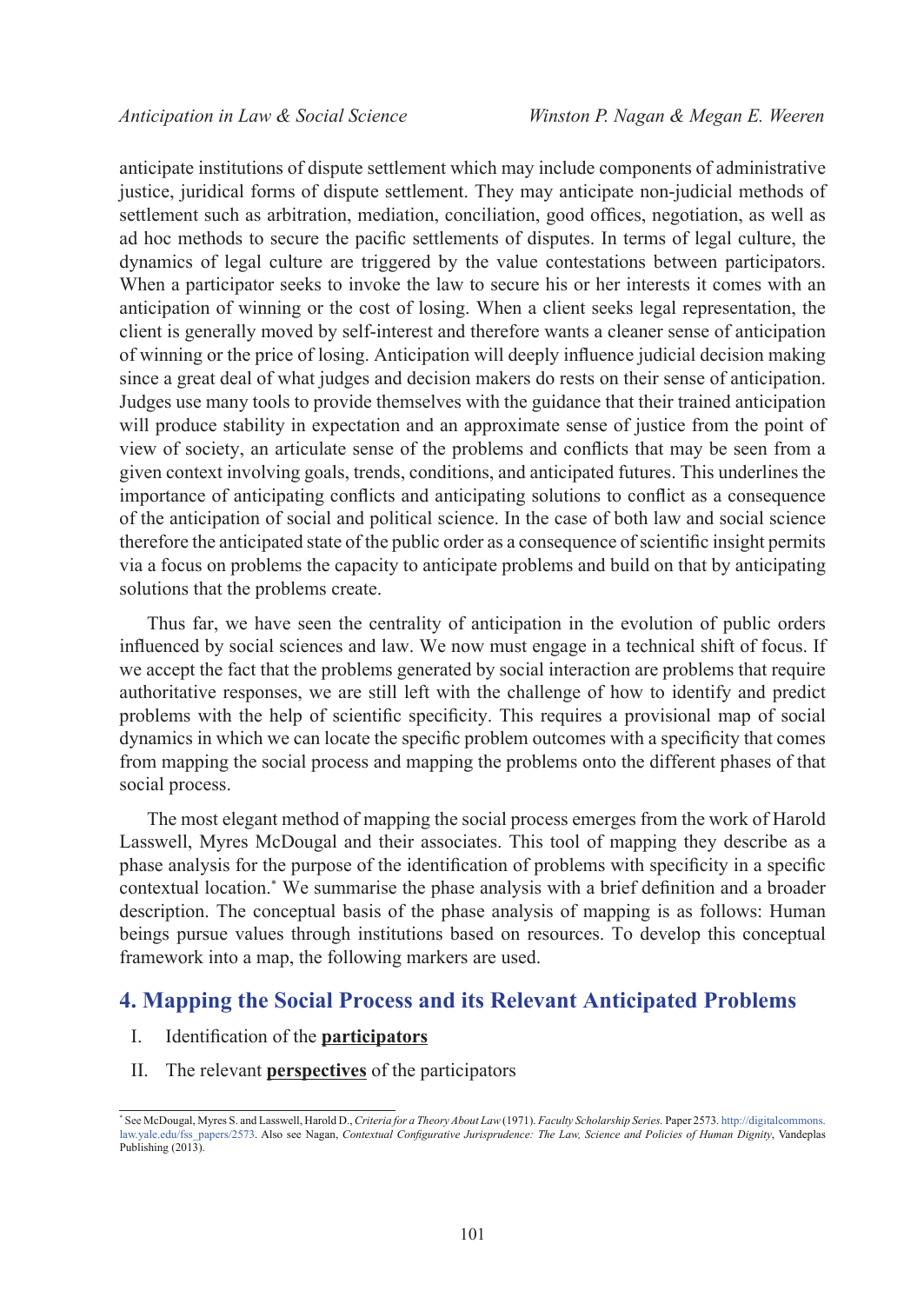anticipate institutions of dispute settlement which may include components of administrative justice, juridical forms of dispute settlement. They may anticipate non-judicial methods of settlement such as arbitration, mediation, conciliation, good offices, negotiation, as well as ad hoc methods to secure the pacific settlements of disputes. In terms of legal culture, the dynamics of legal culture are triggered by the value contestations between participators. When a participator seeks to invoke the law to secure his or her interests it comes with an anticipation of winning or the cost of losing. When a client seeks legal representation, the client is generally moved by self-interest and therefore wants a cleaner sense of anticipation of winning or the price of losing. Anticipation will deeply influence judicial decision making since a great deal of what judges and decision makers do rests on their sense of anticipation. Judges use many tools to provide themselves with the guidance that their trained anticipation will produce stability in expectation and an approximate sense of justice from the point of view of society, an articulate sense of the problems and conflicts that may be seen from a given context involving goals, trends, conditions, and anticipated futures. This underlines the importance of anticipating conflicts and anticipating solutions to conflict as a consequence of the anticipation of social and political science. In the case of both law and social science therefore the anticipated state of the public order as a consequence of scientific insight permits via a focus on problems the capacity to anticipate problems and build on that by anticipating solutions that the problems create.

Thus far, we have seen the centrality of anticipation in the evolution of public orders influenced by social sciences and law. We now must engage in a technical shift of focus. If we accept the fact that the problems generated by social interaction are problems that require authoritative responses, we are still left with the challenge of how to identify and predict problems with the help of scientific specificity. This requires a provisional map of social dynamics in which we can locate the specific problem outcomes with a specificity that comes from mapping the social process and mapping the problems onto the different phases of that social process.

The most elegant method of mapping the social process emerges from the work of Harold Lasswell, Myres McDougal and their associates. This tool of mapping they describe as a phase analysis for the purpose of the identification of problems with specificity in a specific contextual location.* We summarise the phase analysis with a brief definition and a broader description. The conceptual basis of the phase analysis of mapping is as follows: Human beings pursue values through institutions based on resources. To develop this conceptual framework into a map, the following markers are used.

## 4. Mapping the Social Process and its Relevant Anticipated Problems

I. Identification of the **participators**

II. The relevant **perspectives** of the participators

---

* See McDougal, Myres S. and Lasswell, Harold D., *Criteria for a Theory About Law* (1971). *Faculty Scholarship Series.* Paper 2573. http://digitalcommons.law.yale.edu/fss_papers/2573. Also see Nagan, *Contextual Configurative Jurisprudence: The Law, Science and Policies of Human Dignity*, Vandeplas Publishing (2013).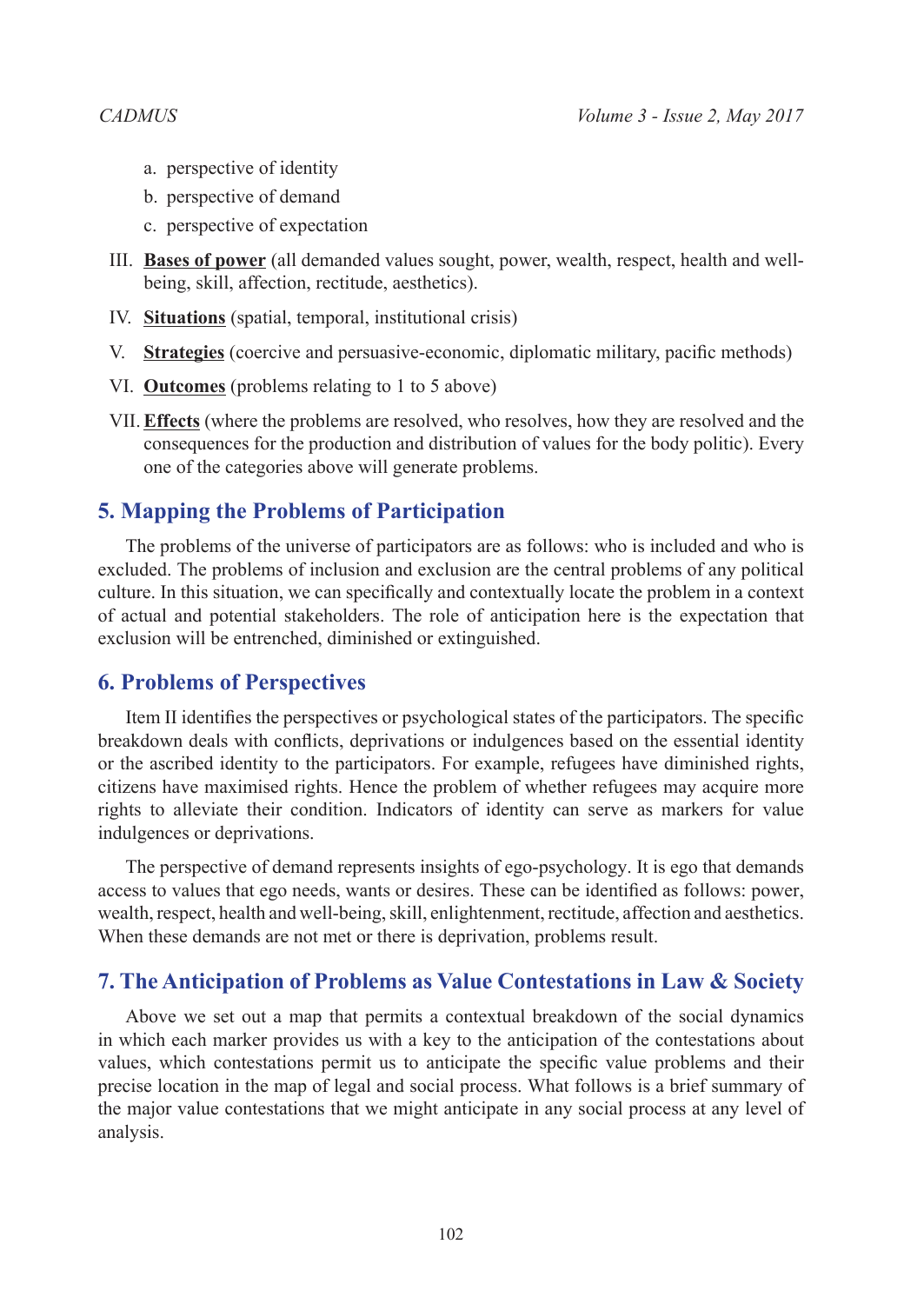a. perspective of identity
   b. perspective of demand
   c. perspective of expectation

III. **Bases of power** (all demanded values sought, power, wealth, respect, health and well-being, skill, affection, rectitude, aesthetics).

IV. **Situations** (spatial, temporal, institutional crisis)

V. **Strategies** (coercive and persuasive-economic, diplomatic military, pacific methods)

VI. **Outcomes** (problems relating to 1 to 5 above)

VII. **Effects** (where the problems are resolved, who resolves, how they are resolved and the consequences for the production and distribution of values for the body politic). Every one of the categories above will generate problems.

## 5. Mapping the Problems of Participation

The problems of the universe of participators are as follows: who is included and who is excluded. The problems of inclusion and exclusion are the central problems of any political culture. In this situation, we can specifically and contextually locate the problem in a context of actual and potential stakeholders. The role of anticipation here is the expectation that exclusion will be entrenched, diminished or extinguished.

## 6. Problems of Perspectives

Item II identifies the perspectives or psychological states of the participators. The specific breakdown deals with conflicts, deprivations or indulgences based on the essential identity or the ascribed identity to the participators. For example, refugees have diminished rights, citizens have maximised rights. Hence the problem of whether refugees may acquire more rights to alleviate their condition. Indicators of identity can serve as markers for value indulgences or deprivations.

The perspective of demand represents insights of ego-psychology. It is ego that demands access to values that ego needs, wants or desires. These can be identified as follows: power, wealth, respect, health and well-being, skill, enlightenment, rectitude, affection and aesthetics. When these demands are not met or there is deprivation, problems result.

## 7. The Anticipation of Problems as Value Contestations in Law & Society

Above we set out a map that permits a contextual breakdown of the social dynamics in which each marker provides us with a key to the anticipation of the contestations about values, which contestations permit us to anticipate the specific value problems and their precise location in the map of legal and social process. What follows is a brief summary of the major value contestations that we might anticipate in any social process at any level of analysis.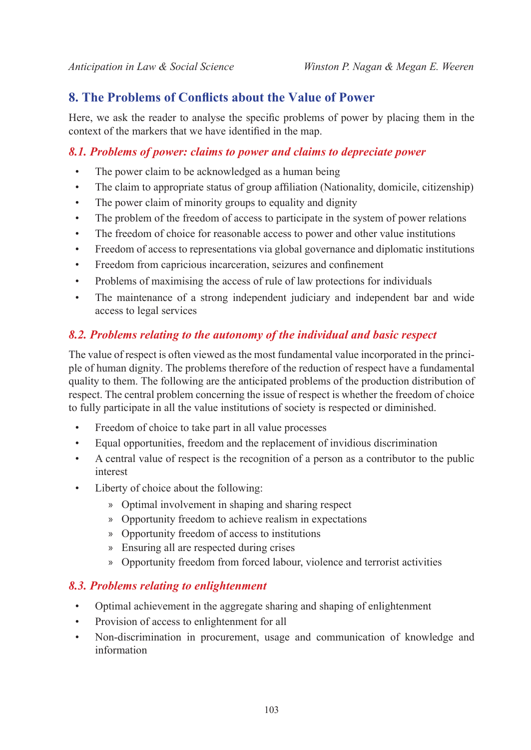## 8. The Problems of Conflicts about the Value of Power

Here, we ask the reader to analyse the specific problems of power by placing them in the context of the markers that we have identified in the map.

### *8.1. Problems of power: claims to power and claims to depreciate power*

- The power claim to be acknowledged as a human being
- The claim to appropriate status of group affiliation (Nationality, domicile, citizenship)
- The power claim of minority groups to equality and dignity
- The problem of the freedom of access to participate in the system of power relations
- The freedom of choice for reasonable access to power and other value institutions
- Freedom of access to representations via global governance and diplomatic institutions
- Freedom from capricious incarceration, seizures and confinement
- Problems of maximising the access of rule of law protections for individuals
- The maintenance of a strong independent judiciary and independent bar and wide access to legal services

### *8.2. Problems relating to the autonomy of the individual and basic respect*

The value of respect is often viewed as the most fundamental value incorporated in the principle of human dignity. The problems therefore of the reduction of respect have a fundamental quality to them. The following are the anticipated problems of the production distribution of respect. The central problem concerning the issue of respect is whether the freedom of choice to fully participate in all the value institutions of society is respected or diminished.

- Freedom of choice to take part in all value processes
- Equal opportunities, freedom and the replacement of invidious discrimination
- A central value of respect is the recognition of a person as a contributor to the public interest
- Liberty of choice about the following:
    - Optimal involvement in shaping and sharing respect
    - Opportunity freedom to achieve realism in expectations
    - Opportunity freedom of access to institutions
    - Ensuring all are respected during crises
    - Opportunity freedom from forced labour, violence and terrorist activities

### *8.3. Problems relating to enlightenment*

- Optimal achievement in the aggregate sharing and shaping of enlightenment
- Provision of access to enlightenment for all
- Non-discrimination in procurement, usage and communication of knowledge and information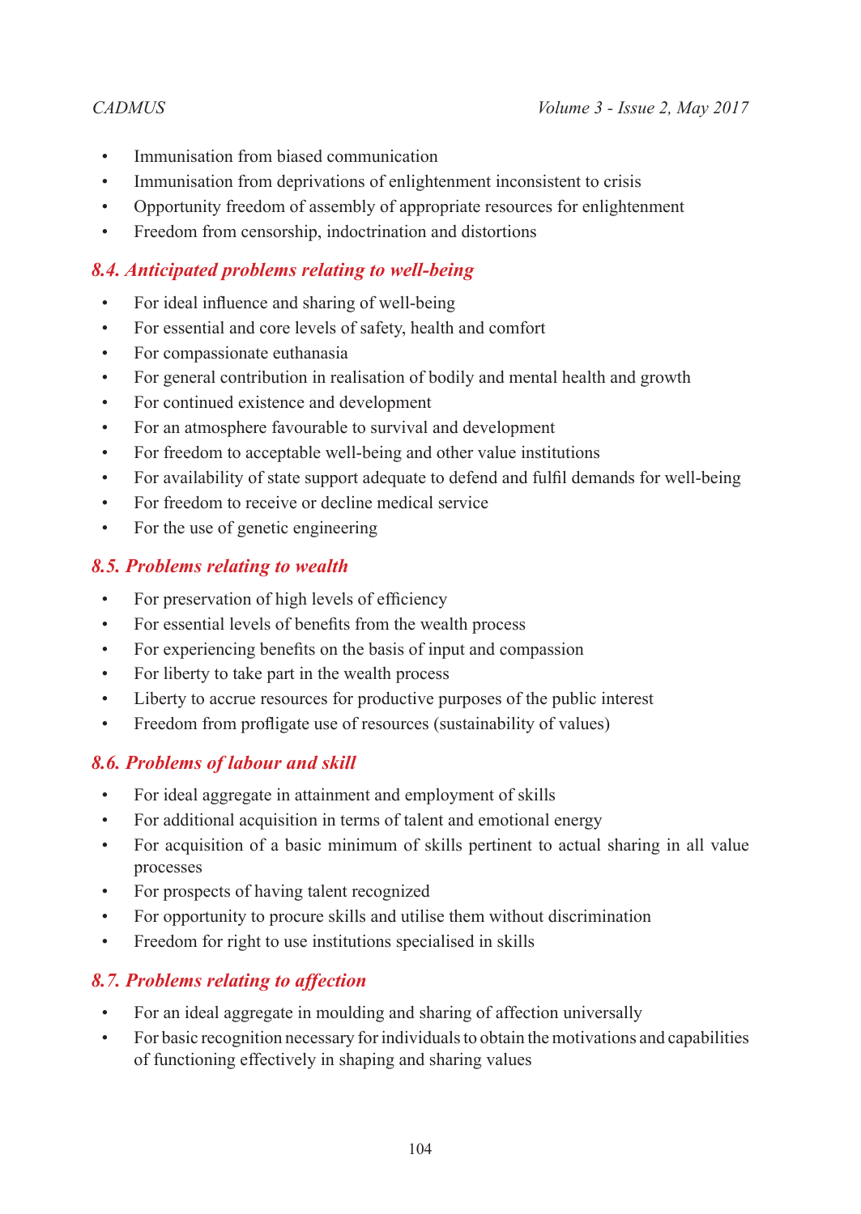- Immunisation from biased communication
- Immunisation from deprivations of enlightenment inconsistent to crisis
- Opportunity freedom of assembly of appropriate resources for enlightenment
- Freedom from censorship, indoctrination and distortions

### *8.4. Anticipated problems relating to well-being*

- For ideal influence and sharing of well-being
- For essential and core levels of safety, health and comfort
- For compassionate euthanasia
- For general contribution in realisation of bodily and mental health and growth
- For continued existence and development
- For an atmosphere favourable to survival and development
- For freedom to acceptable well-being and other value institutions
- For availability of state support adequate to defend and fulfil demands for well-being
- For freedom to receive or decline medical service
- For the use of genetic engineering

### *8.5. Problems relating to wealth*

- For preservation of high levels of efficiency
- For essential levels of benefits from the wealth process
- For experiencing benefits on the basis of input and compassion
- For liberty to take part in the wealth process
- Liberty to accrue resources for productive purposes of the public interest
- Freedom from profligate use of resources (sustainability of values)

### *8.6. Problems of labour and skill*

- For ideal aggregate in attainment and employment of skills
- For additional acquisition in terms of talent and emotional energy
- For acquisition of a basic minimum of skills pertinent to actual sharing in all value processes
- For prospects of having talent recognized
- For opportunity to procure skills and utilise them without discrimination
- Freedom for right to use institutions specialised in skills

### *8.7. Problems relating to affection*

- For an ideal aggregate in moulding and sharing of affection universally
- For basic recognition necessary for individuals to obtain the motivations and capabilities of functioning effectively in shaping and sharing values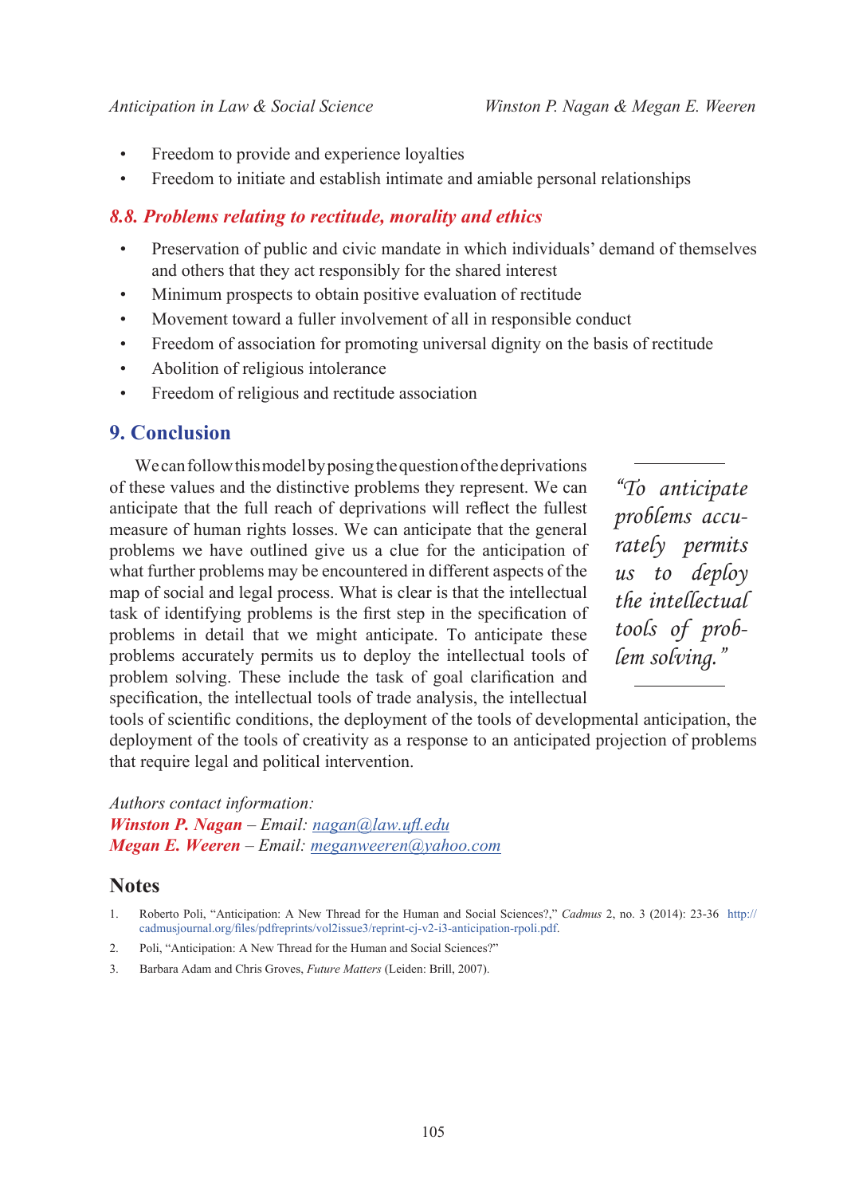- Freedom to provide and experience loyalties
- Freedom to initiate and establish intimate and amiable personal relationships

### *8.8. Problems relating to rectitude, morality and ethics*

- Preservation of public and civic mandate in which individuals' demand of themselves and others that they act responsibly for the shared interest
- Minimum prospects to obtain positive evaluation of rectitude
- Movement toward a fuller involvement of all in responsible conduct
- Freedom of association for promoting universal dignity on the basis of rectitude
- Abolition of religious intolerance
- Freedom of religious and rectitude association

## 9. Conclusion

We can follow this model by posing the question of the deprivations of these values and the distinctive problems they represent. We can anticipate that the full reach of deprivations will reflect the fullest measure of human rights losses. We can anticipate that the general problems we have outlined give us a clue for the anticipation of what further problems may be encountered in different aspects of the map of social and legal process. What is clear is that the intellectual task of identifying problems is the first step in the specification of problems in detail that we might anticipate. To anticipate these problems accurately permits us to deploy the intellectual tools of problem solving. These include the task of goal clarification and specification, the intellectual tools of trade analysis, the intellectual tools of scientific conditions, the deployment of the tools of developmental anticipation, the deployment of the tools of creativity as a response to an anticipated projection of problems that require legal and political intervention.

> *"To anticipate problems accurately permits us to deploy the intellectual tools of problem solving."*

*Authors contact information:*
***Winston P. Nagan*** *– Email: nagan@law.ufl.edu*
***Megan E. Weeren*** *– Email: meganweeren@yahoo.com*

## Notes

1. Roberto Poli, "Anticipation: A New Thread for the Human and Social Sciences?," *Cadmus* 2, no. 3 (2014): 23-36 http://cadmusjournal.org/files/pdfreprints/vol2issue3/reprint-cj-v2-i3-anticipation-rpoli.pdf.
2. Poli, "Anticipation: A New Thread for the Human and Social Sciences?"
3. Barbara Adam and Chris Groves, *Future Matters* (Leiden: Brill, 2007).